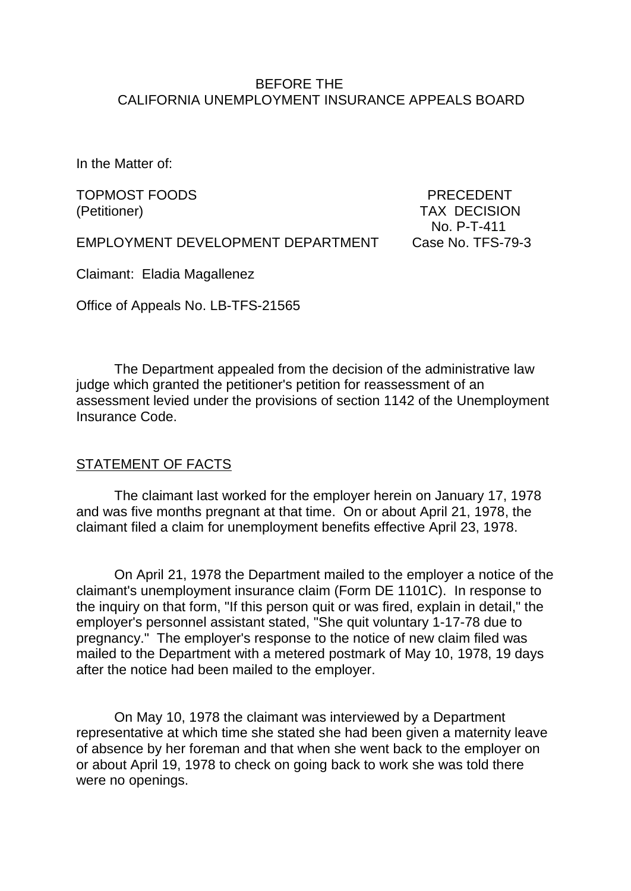BEFORE THE
CALIFORNIA UNEMPLOYMENT INSURANCE APPEALS BOARD

In the Matter of:

TOPMOST FOODS
(Petitioner)

EMPLOYMENT DEVELOPMENT DEPARTMENT

PRECEDENT
TAX DECISION
No. P-T-411
Case No. TFS-79-3

Claimant: Eladia Magallenez

Office of Appeals No. LB-TFS-21565

The Department appealed from the decision of the administrative law judge which granted the petitioner's petition for reassessment of an assessment levied under the provisions of section 1142 of the Unemployment Insurance Code.

## STATEMENT OF FACTS

The claimant last worked for the employer herein on January 17, 1978 and was five months pregnant at that time. On or about April 21, 1978, the claimant filed a claim for unemployment benefits effective April 23, 1978.

On April 21, 1978 the Department mailed to the employer a notice of the claimant's unemployment insurance claim (Form DE 1101C). In response to the inquiry on that form, "If this person quit or was fired, explain in detail," the employer's personnel assistant stated, "She quit voluntary 1-17-78 due to pregnancy." The employer's response to the notice of new claim filed was mailed to the Department with a metered postmark of May 10, 1978, 19 days after the notice had been mailed to the employer.

On May 10, 1978 the claimant was interviewed by a Department representative at which time she stated she had been given a maternity leave of absence by her foreman and that when she went back to the employer on or about April 19, 1978 to check on going back to work she was told there were no openings.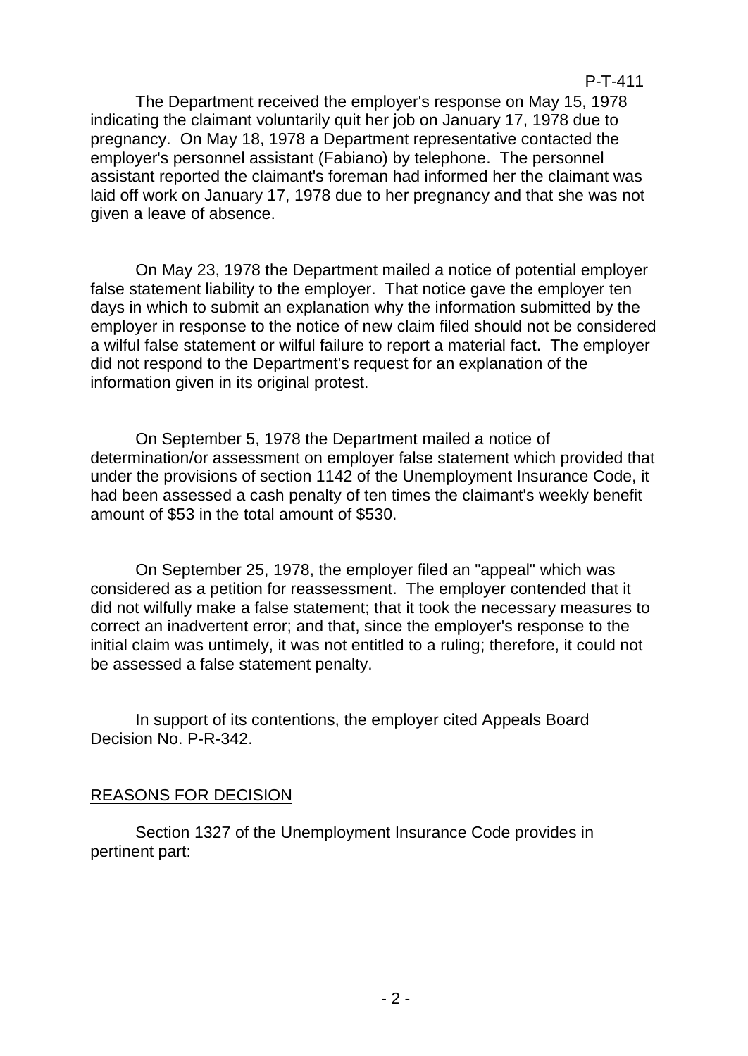The Department received the employer's response on May 15, 1978 indicating the claimant voluntarily quit her job on January 17, 1978 due to pregnancy. On May 18, 1978 a Department representative contacted the employer's personnel assistant (Fabiano) by telephone. The personnel assistant reported the claimant's foreman had informed her the claimant was laid off work on January 17, 1978 due to her pregnancy and that she was not given a leave of absence.

On May 23, 1978 the Department mailed a notice of potential employer false statement liability to the employer. That notice gave the employer ten days in which to submit an explanation why the information submitted by the employer in response to the notice of new claim filed should not be considered a wilful false statement or wilful failure to report a material fact. The employer did not respond to the Department's request for an explanation of the information given in its original protest.

On September 5, 1978 the Department mailed a notice of determination/or assessment on employer false statement which provided that under the provisions of section 1142 of the Unemployment Insurance Code, it had been assessed a cash penalty of ten times the claimant's weekly benefit amount of $53 in the total amount of $530.

On September 25, 1978, the employer filed an "appeal" which was considered as a petition for reassessment. The employer contended that it did not wilfully make a false statement; that it took the necessary measures to correct an inadvertent error; and that, since the employer's response to the initial claim was untimely, it was not entitled to a ruling; therefore, it could not be assessed a false statement penalty.

In support of its contentions, the employer cited Appeals Board Decision No. P-R-342.

## REASONS FOR DECISION

Section 1327 of the Unemployment Insurance Code provides in pertinent part: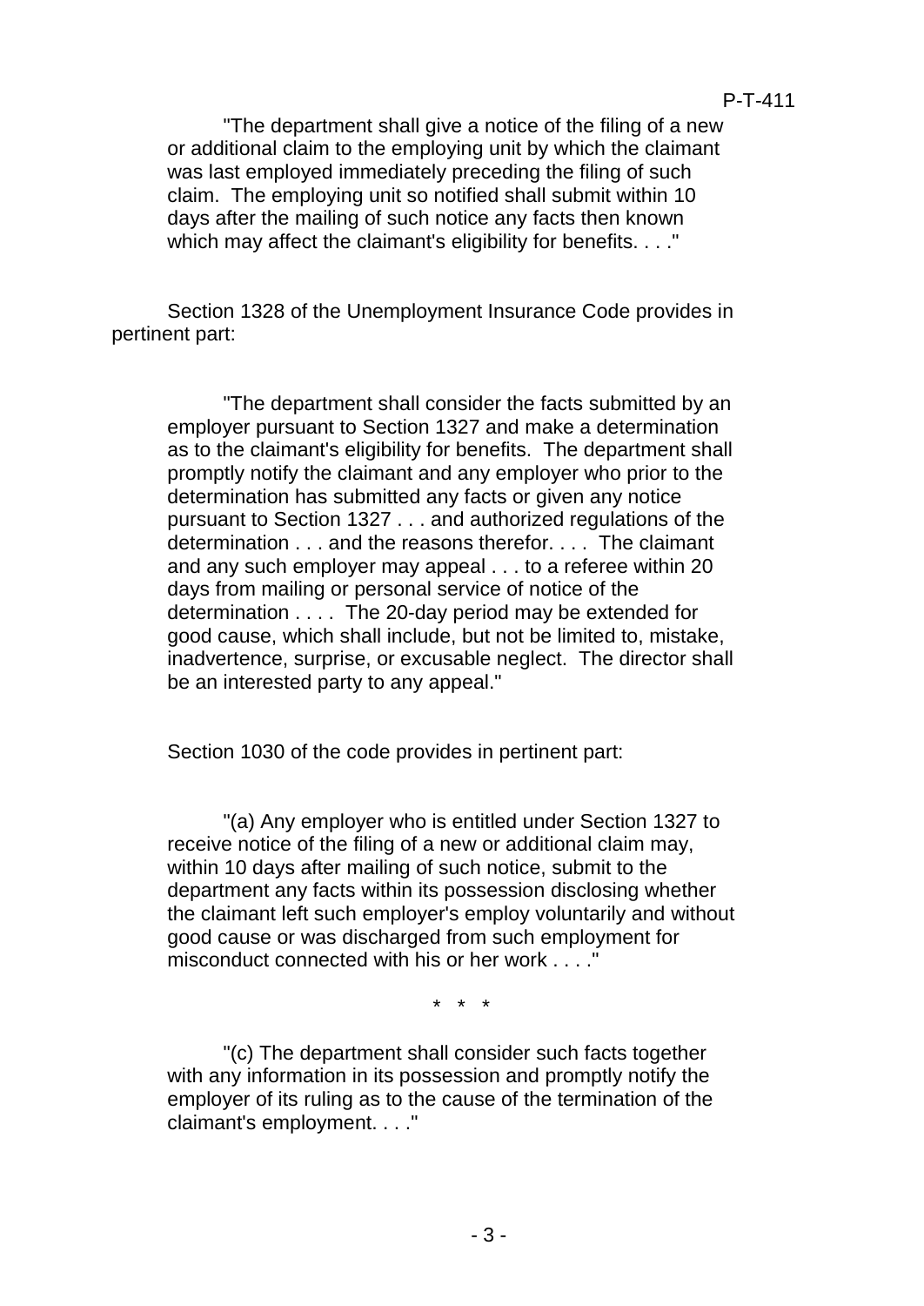> "The department shall give a notice of the filing of a new or additional claim to the employing unit by which the claimant was last employed immediately preceding the filing of such claim. The employing unit so notified shall submit within 10 days after the mailing of such notice any facts then known which may affect the claimant's eligibility for benefits. . . ."

Section 1328 of the Unemployment Insurance Code provides in pertinent part:

> "The department shall consider the facts submitted by an employer pursuant to Section 1327 and make a determination as to the claimant's eligibility for benefits. The department shall promptly notify the claimant and any employer who prior to the determination has submitted any facts or given any notice pursuant to Section 1327 . . . and authorized regulations of the determination . . . and the reasons therefor. . . . The claimant and any such employer may appeal . . . to a referee within 20 days from mailing or personal service of notice of the determination . . . . The 20-day period may be extended for good cause, which shall include, but not be limited to, mistake, inadvertence, surprise, or excusable neglect. The director shall be an interested party to any appeal."

Section 1030 of the code provides in pertinent part:

> "(a) Any employer who is entitled under Section 1327 to receive notice of the filing of a new or additional claim may, within 10 days after mailing of such notice, submit to the department any facts within its possession disclosing whether the claimant left such employer's employ voluntarily and without good cause or was discharged from such employment for misconduct connected with his or her work . . . ."
>
> \* \* \*
>
> "(c) The department shall consider such facts together with any information in its possession and promptly notify the employer of its ruling as to the cause of the termination of the claimant's employment. . . ."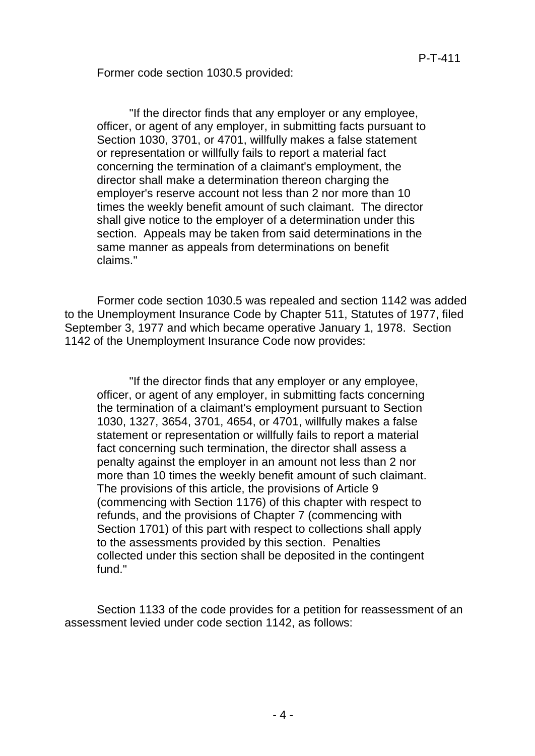Former code section 1030.5 provided:

> "If the director finds that any employer or any employee, officer, or agent of any employer, in submitting facts pursuant to Section 1030, 3701, or 4701, willfully makes a false statement or representation or willfully fails to report a material fact concerning the termination of a claimant's employment, the director shall make a determination thereon charging the employer's reserve account not less than 2 nor more than 10 times the weekly benefit amount of such claimant. The director shall give notice to the employer of a determination under this section. Appeals may be taken from said determinations in the same manner as appeals from determinations on benefit claims."

Former code section 1030.5 was repealed and section 1142 was added to the Unemployment Insurance Code by Chapter 511, Statutes of 1977, filed September 3, 1977 and which became operative January 1, 1978. Section 1142 of the Unemployment Insurance Code now provides:

> "If the director finds that any employer or any employee, officer, or agent of any employer, in submitting facts concerning the termination of a claimant's employment pursuant to Section 1030, 1327, 3654, 3701, 4654, or 4701, willfully makes a false statement or representation or willfully fails to report a material fact concerning such termination, the director shall assess a penalty against the employer in an amount not less than 2 nor more than 10 times the weekly benefit amount of such claimant. The provisions of this article, the provisions of Article 9 (commencing with Section 1176) of this chapter with respect to refunds, and the provisions of Chapter 7 (commencing with Section 1701) of this part with respect to collections shall apply to the assessments provided by this section. Penalties collected under this section shall be deposited in the contingent fund."

Section 1133 of the code provides for a petition for reassessment of an assessment levied under code section 1142, as follows: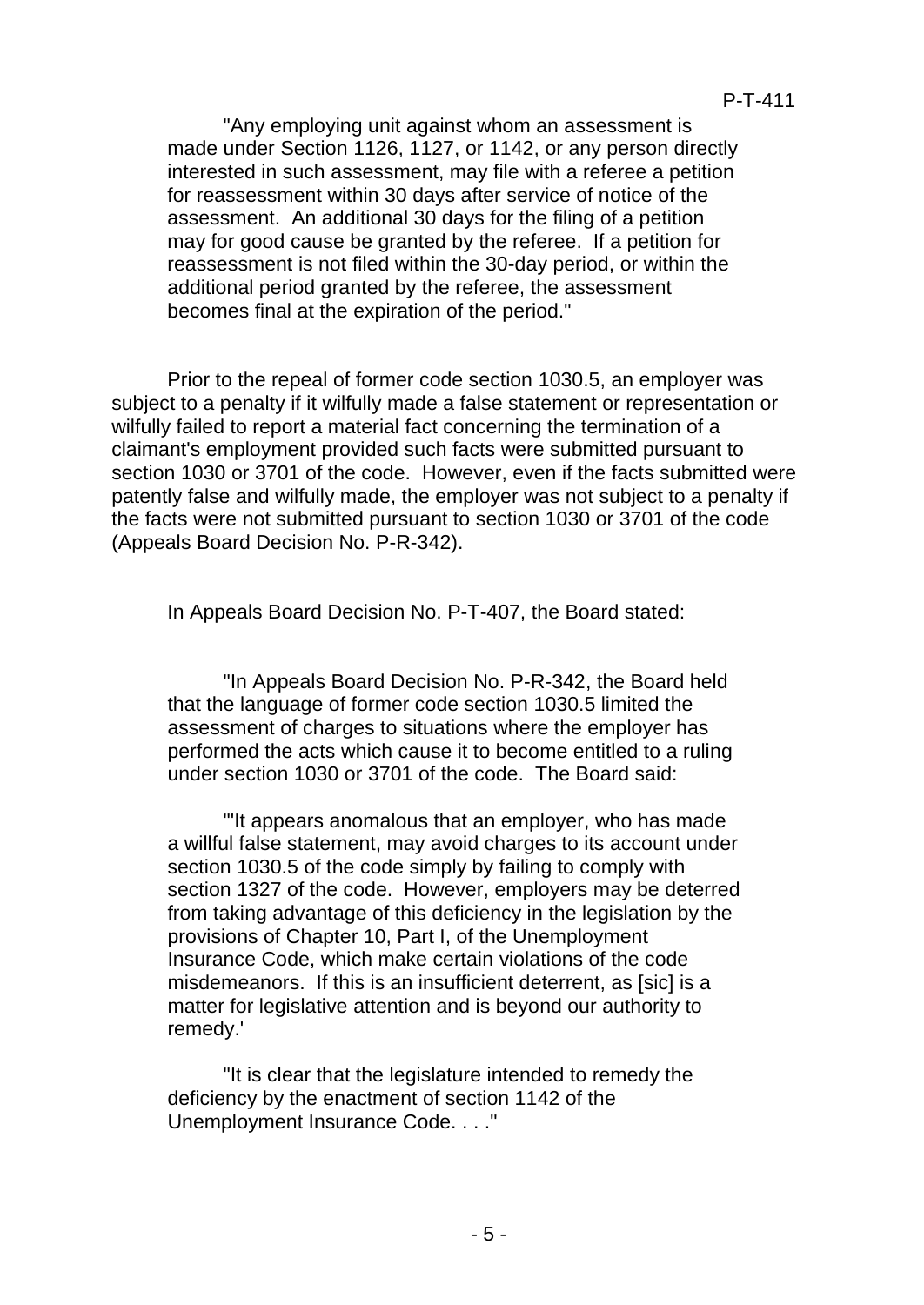> "Any employing unit against whom an assessment is made under Section 1126, 1127, or 1142, or any person directly interested in such assessment, may file with a referee a petition for reassessment within 30 days after service of notice of the assessment. An additional 30 days for the filing of a petition may for good cause be granted by the referee. If a petition for reassessment is not filed within the 30-day period, or within the additional period granted by the referee, the assessment becomes final at the expiration of the period."

Prior to the repeal of former code section 1030.5, an employer was subject to a penalty if it wilfully made a false statement or representation or wilfully failed to report a material fact concerning the termination of a claimant's employment provided such facts were submitted pursuant to section 1030 or 3701 of the code. However, even if the facts submitted were patently false and wilfully made, the employer was not subject to a penalty if the facts were not submitted pursuant to section 1030 or 3701 of the code (Appeals Board Decision No. P-R-342).

In Appeals Board Decision No. P-T-407, the Board stated:

> "In Appeals Board Decision No. P-R-342, the Board held that the language of former code section 1030.5 limited the assessment of charges to situations where the employer has performed the acts which cause it to become entitled to a ruling under section 1030 or 3701 of the code. The Board said:
>
> "'It appears anomalous that an employer, who has made a willful false statement, may avoid charges to its account under section 1030.5 of the code simply by failing to comply with section 1327 of the code. However, employers may be deterred from taking advantage of this deficiency in the legislation by the provisions of Chapter 10, Part I, of the Unemployment Insurance Code, which make certain violations of the code misdemeanors. If this is an insufficient deterrent, as [sic] is a matter for legislative attention and is beyond our authority to remedy.'
>
> "It is clear that the legislature intended to remedy the deficiency by the enactment of section 1142 of the Unemployment Insurance Code. . . ."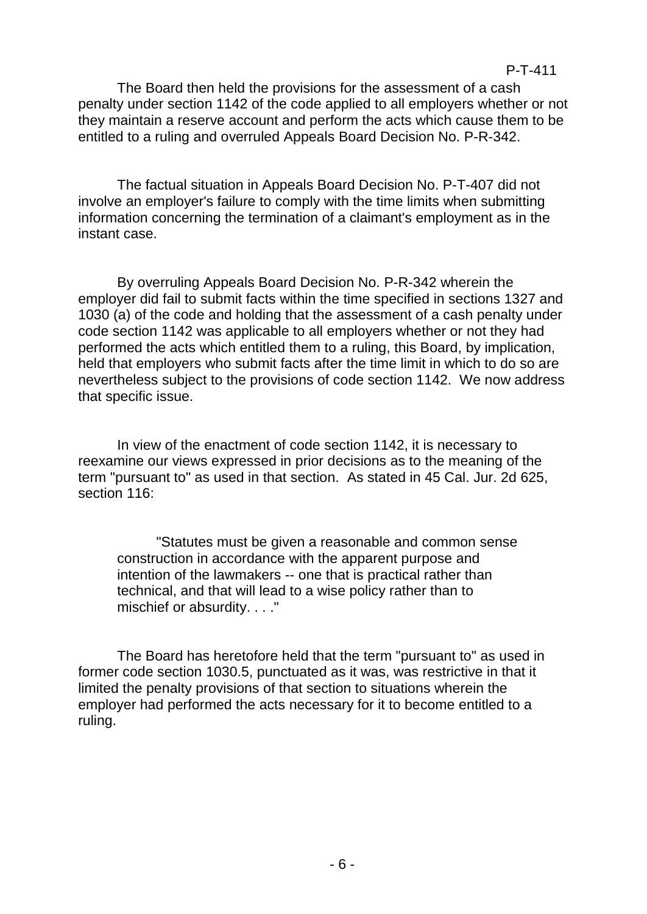The Board then held the provisions for the assessment of a cash penalty under section 1142 of the code applied to all employers whether or not they maintain a reserve account and perform the acts which cause them to be entitled to a ruling and overruled Appeals Board Decision No. P-R-342.

The factual situation in Appeals Board Decision No. P-T-407 did not involve an employer's failure to comply with the time limits when submitting information concerning the termination of a claimant's employment as in the instant case.

By overruling Appeals Board Decision No. P-R-342 wherein the employer did fail to submit facts within the time specified in sections 1327 and 1030 (a) of the code and holding that the assessment of a cash penalty under code section 1142 was applicable to all employers whether or not they had performed the acts which entitled them to a ruling, this Board, by implication, held that employers who submit facts after the time limit in which to do so are nevertheless subject to the provisions of code section 1142. We now address that specific issue.

In view of the enactment of code section 1142, it is necessary to reexamine our views expressed in prior decisions as to the meaning of the term "pursuant to" as used in that section. As stated in 45 Cal. Jur. 2d 625, section 116:

> "Statutes must be given a reasonable and common sense construction in accordance with the apparent purpose and intention of the lawmakers -- one that is practical rather than technical, and that will lead to a wise policy rather than to mischief or absurdity. . . ."

The Board has heretofore held that the term "pursuant to" as used in former code section 1030.5, punctuated as it was, was restrictive in that it limited the penalty provisions of that section to situations wherein the employer had performed the acts necessary for it to become entitled to a ruling.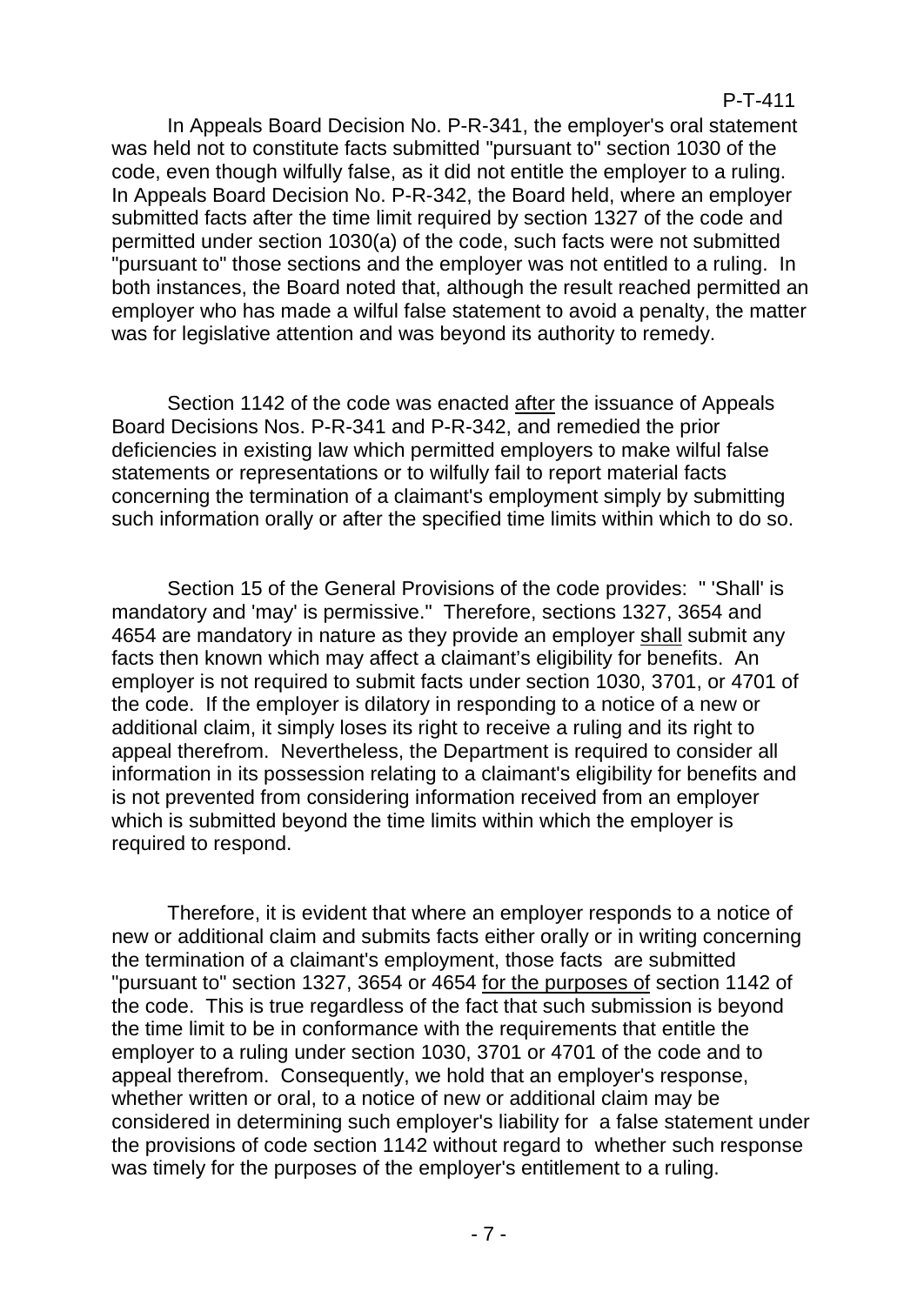In Appeals Board Decision No. P-R-341, the employer's oral statement was held not to constitute facts submitted "pursuant to" section 1030 of the code, even though wilfully false, as it did not entitle the employer to a ruling. In Appeals Board Decision No. P-R-342, the Board held, where an employer submitted facts after the time limit required by section 1327 of the code and permitted under section 1030(a) of the code, such facts were not submitted "pursuant to" those sections and the employer was not entitled to a ruling. In both instances, the Board noted that, although the result reached permitted an employer who has made a wilful false statement to avoid a penalty, the matter was for legislative attention and was beyond its authority to remedy.

Section 1142 of the code was enacted <u>after</u> the issuance of Appeals Board Decisions Nos. P-R-341 and P-R-342, and remedied the prior deficiencies in existing law which permitted employers to make wilful false statements or representations or to wilfully fail to report material facts concerning the termination of a claimant's employment simply by submitting such information orally or after the specified time limits within which to do so.

Section 15 of the General Provisions of the code provides: " 'Shall' is mandatory and 'may' is permissive." Therefore, sections 1327, 3654 and 4654 are mandatory in nature as they provide an employer <u>shall</u> submit any facts then known which may affect a claimant's eligibility for benefits. An employer is not required to submit facts under section 1030, 3701, or 4701 of the code. If the employer is dilatory in responding to a notice of a new or additional claim, it simply loses its right to receive a ruling and its right to appeal therefrom. Nevertheless, the Department is required to consider all information in its possession relating to a claimant's eligibility for benefits and is not prevented from considering information received from an employer which is submitted beyond the time limits within which the employer is required to respond.

Therefore, it is evident that where an employer responds to a notice of new or additional claim and submits facts either orally or in writing concerning the termination of a claimant's employment, those facts are submitted "pursuant to" section 1327, 3654 or 4654 <u>for the purposes of</u> section 1142 of the code. This is true regardless of the fact that such submission is beyond the time limit to be in conformance with the requirements that entitle the employer to a ruling under section 1030, 3701 or 4701 of the code and to appeal therefrom. Consequently, we hold that an employer's response, whether written or oral, to a notice of new or additional claim may be considered in determining such employer's liability for a false statement under the provisions of code section 1142 without regard to whether such response was timely for the purposes of the employer's entitlement to a ruling.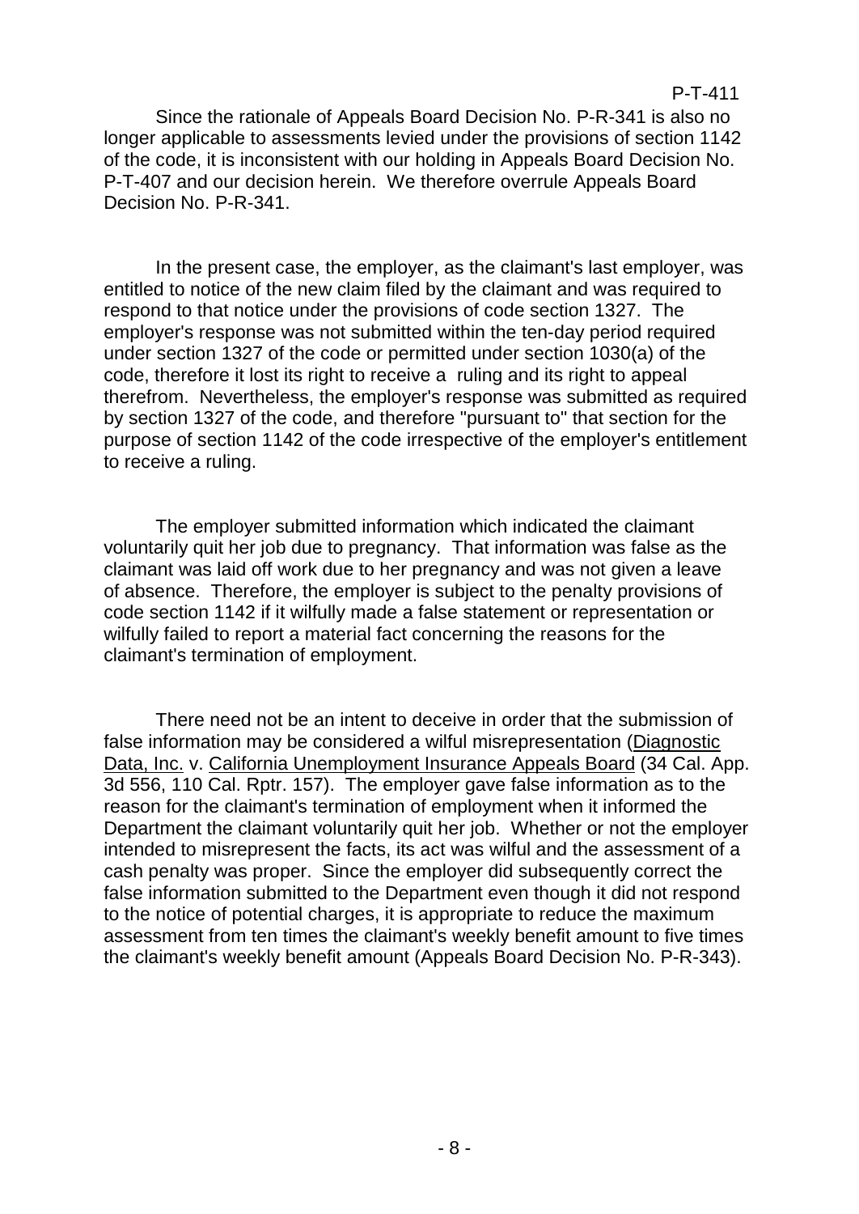Since the rationale of Appeals Board Decision No. P-R-341 is also no longer applicable to assessments levied under the provisions of section 1142 of the code, it is inconsistent with our holding in Appeals Board Decision No. P-T-407 and our decision herein. We therefore overrule Appeals Board Decision No. P-R-341.

In the present case, the employer, as the claimant's last employer, was entitled to notice of the new claim filed by the claimant and was required to respond to that notice under the provisions of code section 1327. The employer's response was not submitted within the ten-day period required under section 1327 of the code or permitted under section 1030(a) of the code, therefore it lost its right to receive a ruling and its right to appeal therefrom. Nevertheless, the employer's response was submitted as required by section 1327 of the code, and therefore "pursuant to" that section for the purpose of section 1142 of the code irrespective of the employer's entitlement to receive a ruling.

The employer submitted information which indicated the claimant voluntarily quit her job due to pregnancy. That information was false as the claimant was laid off work due to her pregnancy and was not given a leave of absence. Therefore, the employer is subject to the penalty provisions of code section 1142 if it wilfully made a false statement or representation or wilfully failed to report a material fact concerning the reasons for the claimant's termination of employment.

There need not be an intent to deceive in order that the submission of false information may be considered a wilful misrepresentation (Diagnostic Data, Inc. v. California Unemployment Insurance Appeals Board (34 Cal. App. 3d 556, 110 Cal. Rptr. 157). The employer gave false information as to the reason for the claimant's termination of employment when it informed the Department the claimant voluntarily quit her job. Whether or not the employer intended to misrepresent the facts, its act was wilful and the assessment of a cash penalty was proper. Since the employer did subsequently correct the false information submitted to the Department even though it did not respond to the notice of potential charges, it is appropriate to reduce the maximum assessment from ten times the claimant's weekly benefit amount to five times the claimant's weekly benefit amount (Appeals Board Decision No. P-R-343).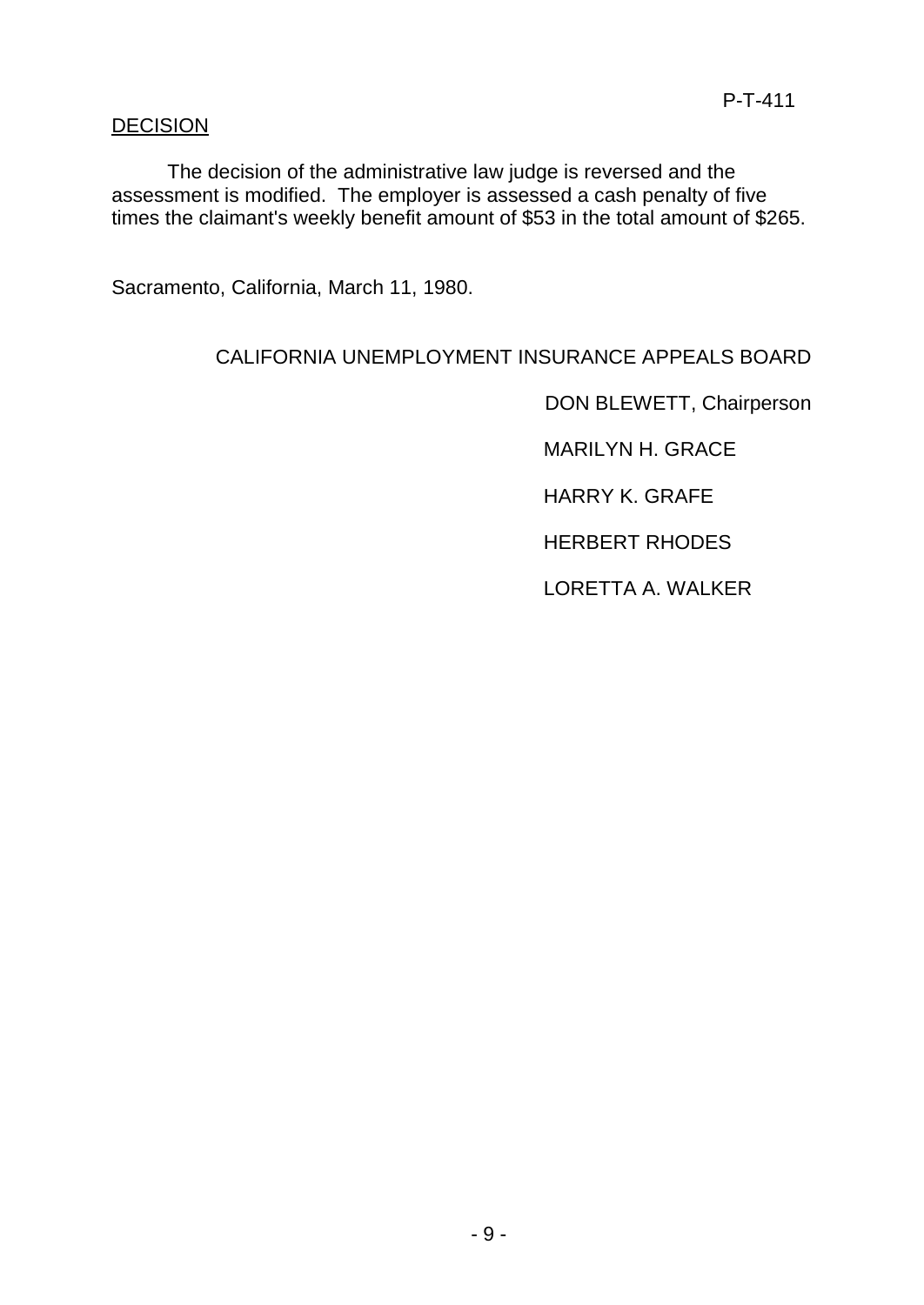P-T-411

## DECISION

The decision of the administrative law judge is reversed and the assessment is modified. The employer is assessed a cash penalty of five times the claimant's weekly benefit amount of $53 in the total amount of $265.

Sacramento, California, March 11, 1980.

CALIFORNIA UNEMPLOYMENT INSURANCE APPEALS BOARD

DON BLEWETT, Chairperson

MARILYN H. GRACE

HARRY K. GRAFE

HERBERT RHODES

LORETTA A. WALKER